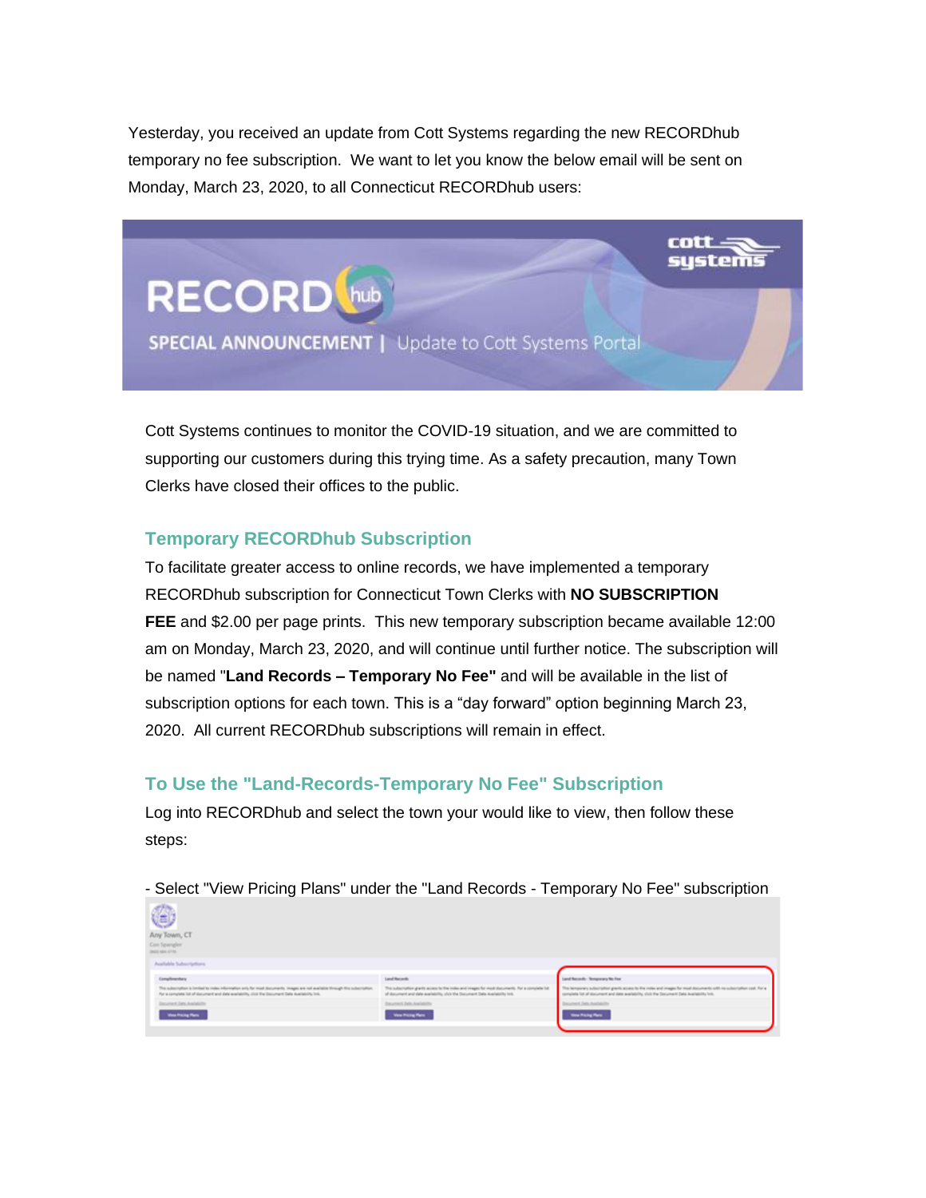Yesterday, you received an update from Cott Systems regarding the new RECORDhub temporary no fee subscription. We want to let you know the below email will be sent on Monday, March 23, 2020, to all Connecticut RECORDhub users:

RECORD hub

cott systems

SPECIAL ANNOUNCEMENT | Update to Cott Systems Portal

Cott Systems continues to monitor the COVID-19 situation, and we are committed to supporting our customers during this trying time. As a safety precaution, many Town Clerks have closed their offices to the public.

### Temporary RECORDhub Subscription

To facilitate greater access to online records, we have implemented a temporary RECORDhub subscription for Connecticut Town Clerks with **NO SUBSCRIPTION FEE** and $2.00 per page prints. This new temporary subscription became available 12:00 am on Monday, March 23, 2020, and will continue until further notice. The subscription will be named "**Land Records – Temporary No Fee"** and will be available in the list of subscription options for each town. This is a "day forward" option beginning March 23, 2020. All current RECORDhub subscriptions will remain in effect.

### To Use the "Land-Records-Temporary No Fee" Subscription

Log into RECORDhub and select the town your would like to view, then follow these steps:

- Select "View Pricing Plans" under the "Land Records - Temporary No Fee" subscription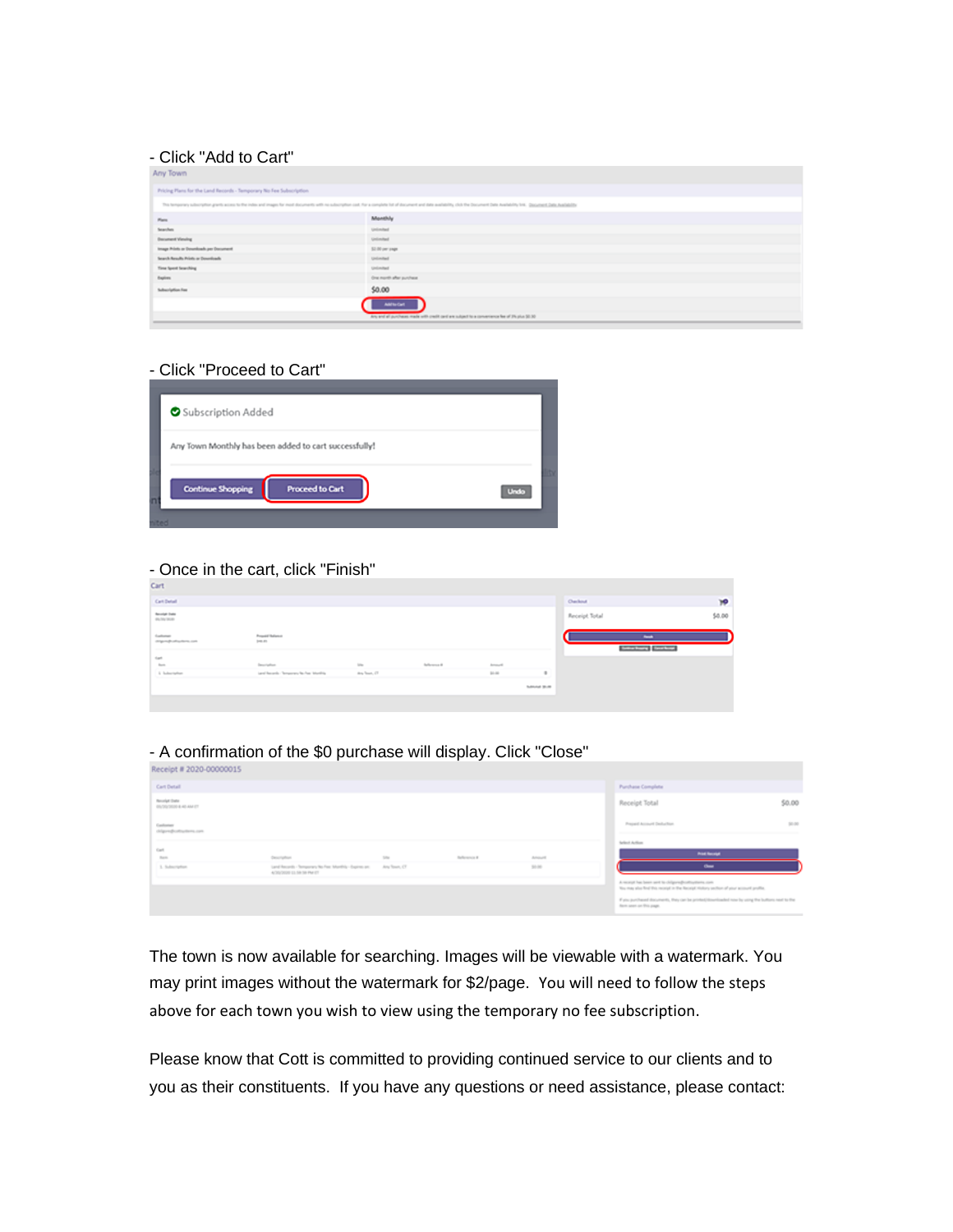- Click "Add to Cart"

- Click "Proceed to Cart"

- Once in the cart, click "Finish"

- A confirmation of the $0 purchase will display. Click "Close"

The town is now available for searching. Images will be viewable with a watermark. You may print images without the watermark for $2/page. You will need to follow the steps above for each town you wish to view using the temporary no fee subscription.

Please know that Cott is committed to providing continued service to our clients and to you as their constituents. If you have any questions or need assistance, please contact: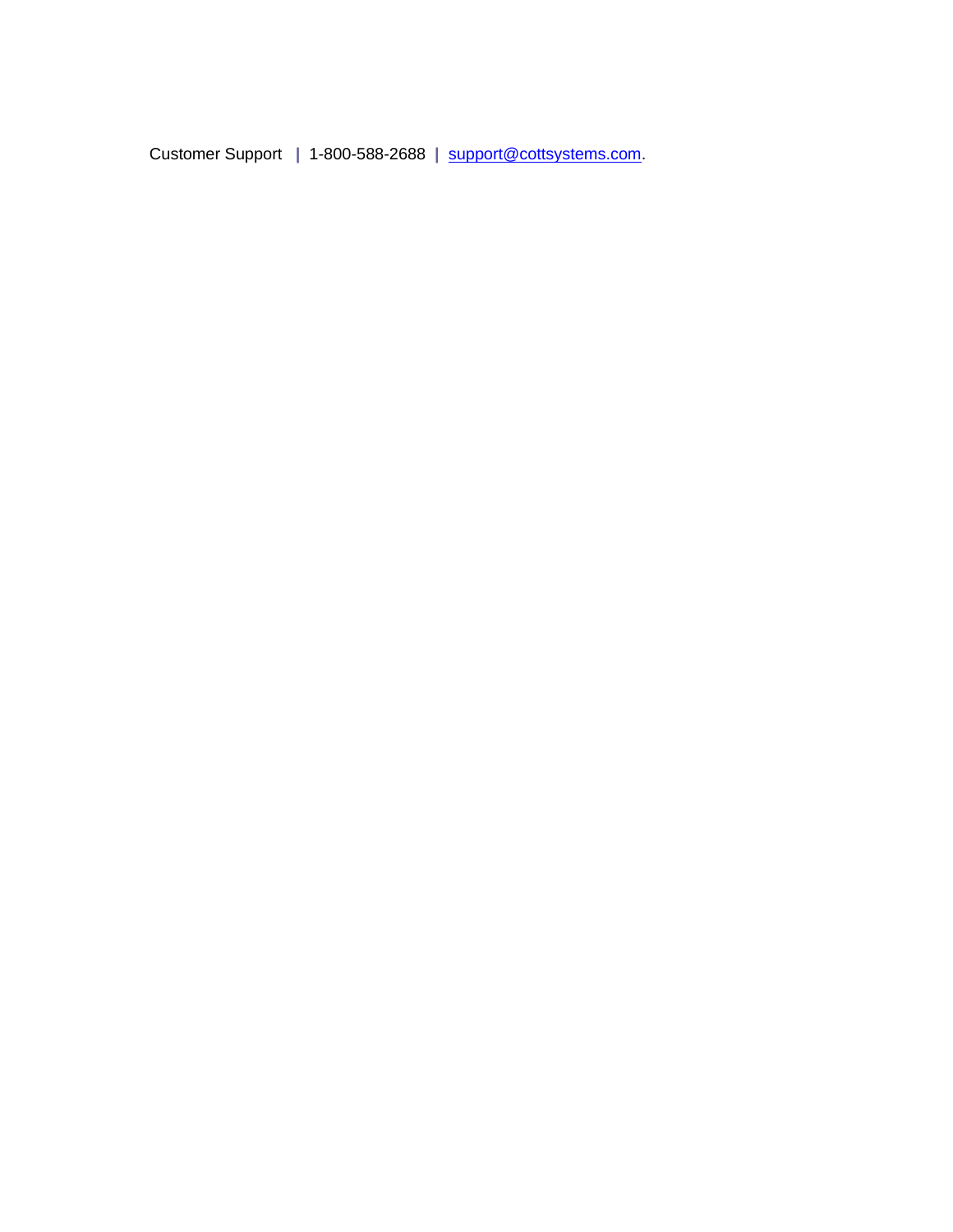Customer Support | 1-800-588-2688 | support@cottsystems.com.